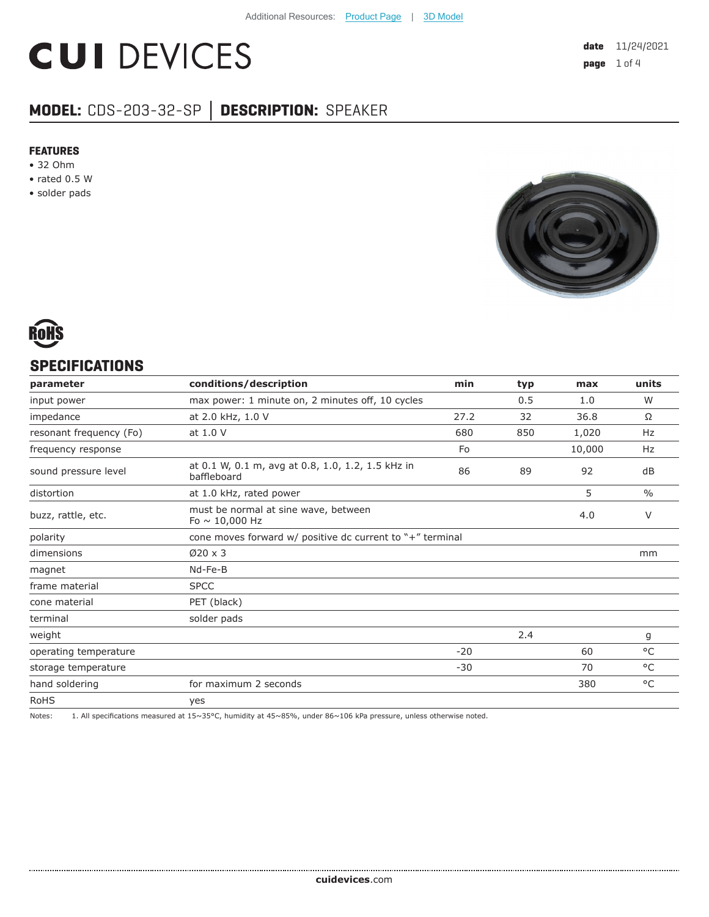Additional Resources: Product Page | 3D Model

# CUI DEVICES

**date** 11/24/2021

## MODEL: CDS-203-32-SP │ DESCRIPTION: SPEAKER

### FEATURES

- 32 Ohm
- rated 0.5 W
- solder pads

RoHS

## SPECIFICATIONS

| parameter | conditions/description | min | typ | max | units |
|---|---|---|---|---|---|
| input power | max power: 1 minute on, 2 minutes off, 10 cycles | | 0.5 | 1.0 | W |
| impedance | at 2.0 kHz, 1.0 V | 27.2 | 32 | 36.8 | Ω |
| resonant frequency (Fo) | at 1.0 V | 680 | 850 | 1,020 | Hz |
| frequency response | | Fo | | 10,000 | Hz |
| sound pressure level | at 0.1 W, 0.1 m, avg at 0.8, 1.0, 1.2, 1.5 kHz in baffleboard | 86 | 89 | 92 | dB |
| distortion | at 1.0 kHz, rated power | | | 5 | % |
| buzz, rattle, etc. | must be normal at sine wave, between Fo ~ 10,000 Hz | | | 4.0 | V |
| polarity | cone moves forward w/ positive dc current to "+" terminal | | | | |
| dimensions | Ø20 x 3 | | | | mm |
| magnet | Nd-Fe-B | | | | |
| frame material | SPCC | | | | |
| cone material | PET (black) | | | | |
| terminal | solder pads | | | | |
| weight | | | 2.4 | | g |
| operating temperature | | -20 | | 60 | °C |
| storage temperature | | -30 | | 70 | °C |
| hand soldering | for maximum 2 seconds | | | 380 | °C |
| RoHS | yes | | | | |

Notes: 1. All specifications measured at 15~35°C, humidity at 45~85%, under 86~106 kPa pressure, unless otherwise noted.

**cuidevices**.com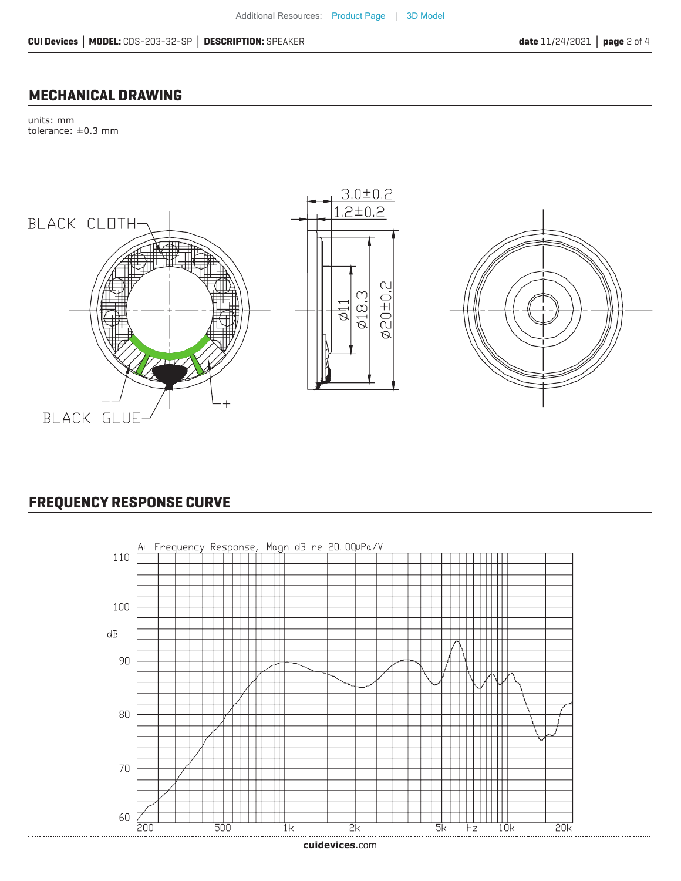Additional Resources: Product Page | 3D Model

## MECHANICAL DRAWING

units: mm
tolerance: ±0.3 mm

BLACK CLOTH

BLACK GLUE

−

+

3.0±0.2

1.2±0.2

ø11

ø18.3

ø20±0.2

## FREQUENCY RESPONSE CURVE

A: Frequency Response, Magn dB re 20.00μPa/V

dB

110
100
90
80
70
60

200 500 1k 2k 5k Hz 10k 20k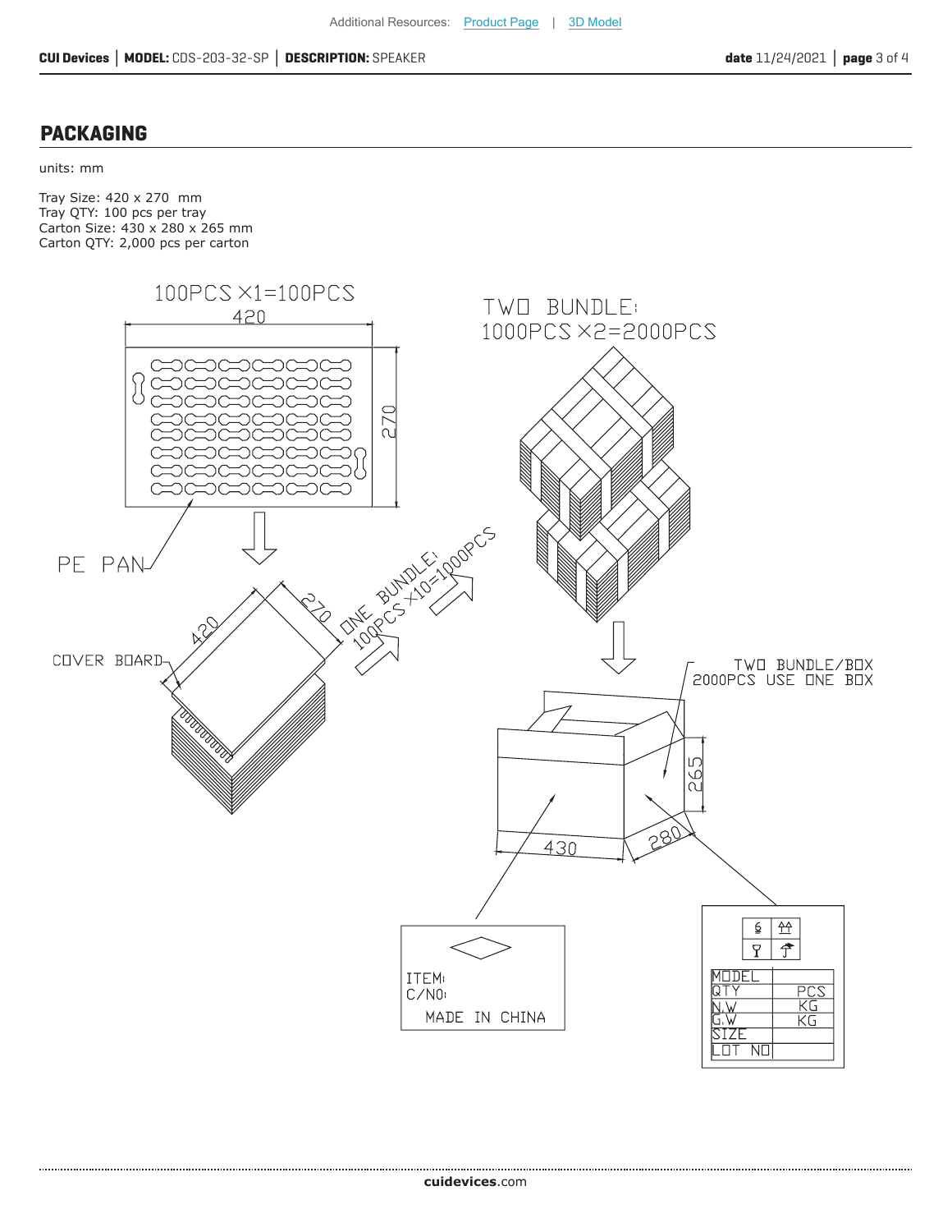## PACKAGING

units: mm

Tray Size: 420 x 270 mm
Tray QTY: 100 pcs per tray
Carton Size: 430 x 280 x 265 mm
Carton QTY: 2,000 pcs per carton

100PCS ×1=100PCS

420

270

PE PAN

COVER BOARD

420

270

ONE BUNDLE: 100PCS ×10=1000PCS

TWO BUNDLE: 1000PCS ×2=2000PCS

TWO BUNDLE/BOX 2000PCS USE ONE BOX

265

430

280

ITEM:
C/NO:
MADE IN CHINA

| MODEL | |
|---|---|
| QTY | PCS |
| N.W | KG |
| G.W | KG |
| SIZE | |
| LOT NO | |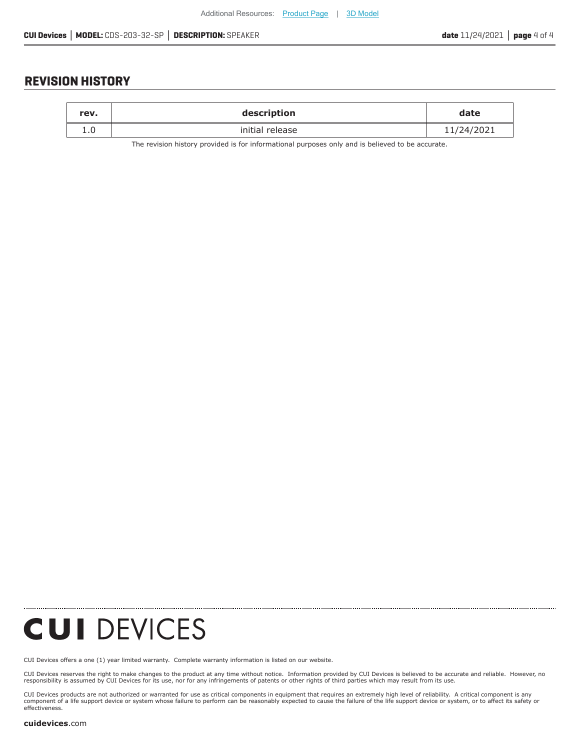## REVISION HISTORY

| rev. | description | date |
| --- | --- | --- |
| 1.0 | initial release | 11/24/2021 |

The revision history provided is for informational purposes only and is believed to be accurate.

# CUI DEVICES

CUI Devices offers a one (1) year limited warranty. Complete warranty information is listed on our website.

CUI Devices reserves the right to make changes to the product at any time without notice. Information provided by CUI Devices is believed to be accurate and reliable. However, no responsibility is assumed by CUI Devices for its use, nor for any infringements of patents or other rights of third parties which may result from its use.

CUI Devices products are not authorized or warranted for use as critical components in equipment that requires an extremely high level of reliability. A critical component is any component of a life support device or system whose failure to perform can be reasonably expected to cause the failure of the life support device or system, or to affect its safety or effectiveness.

**cuidevices**.com